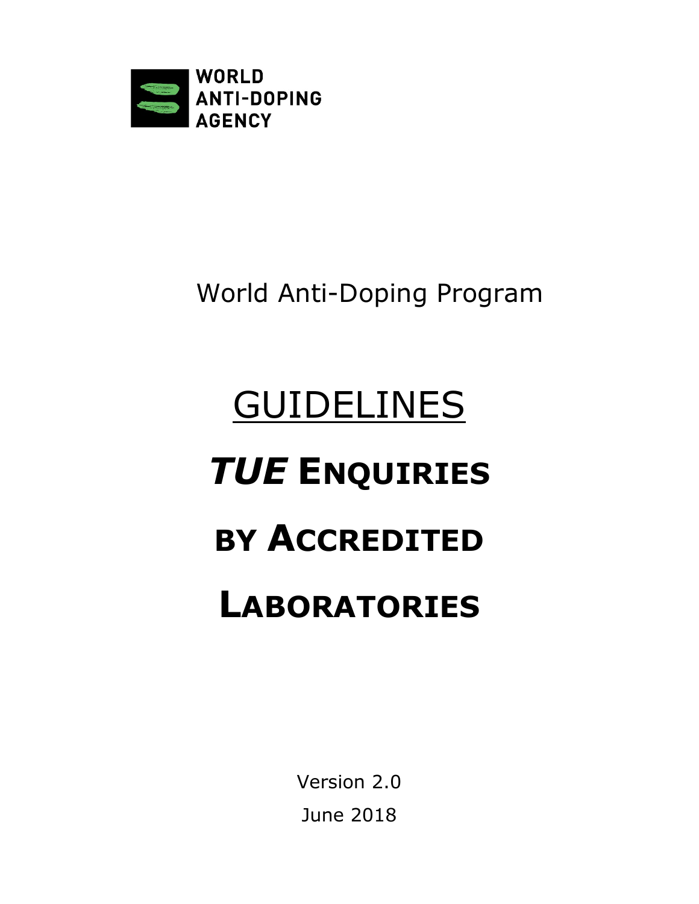WORLD ANTI-DOPING AGENCY

World Anti-Doping Program

# GUIDELINES

# *TUE* ENQUIRIES BY ACCREDITED LABORATORIES

Version 2.0

June 2018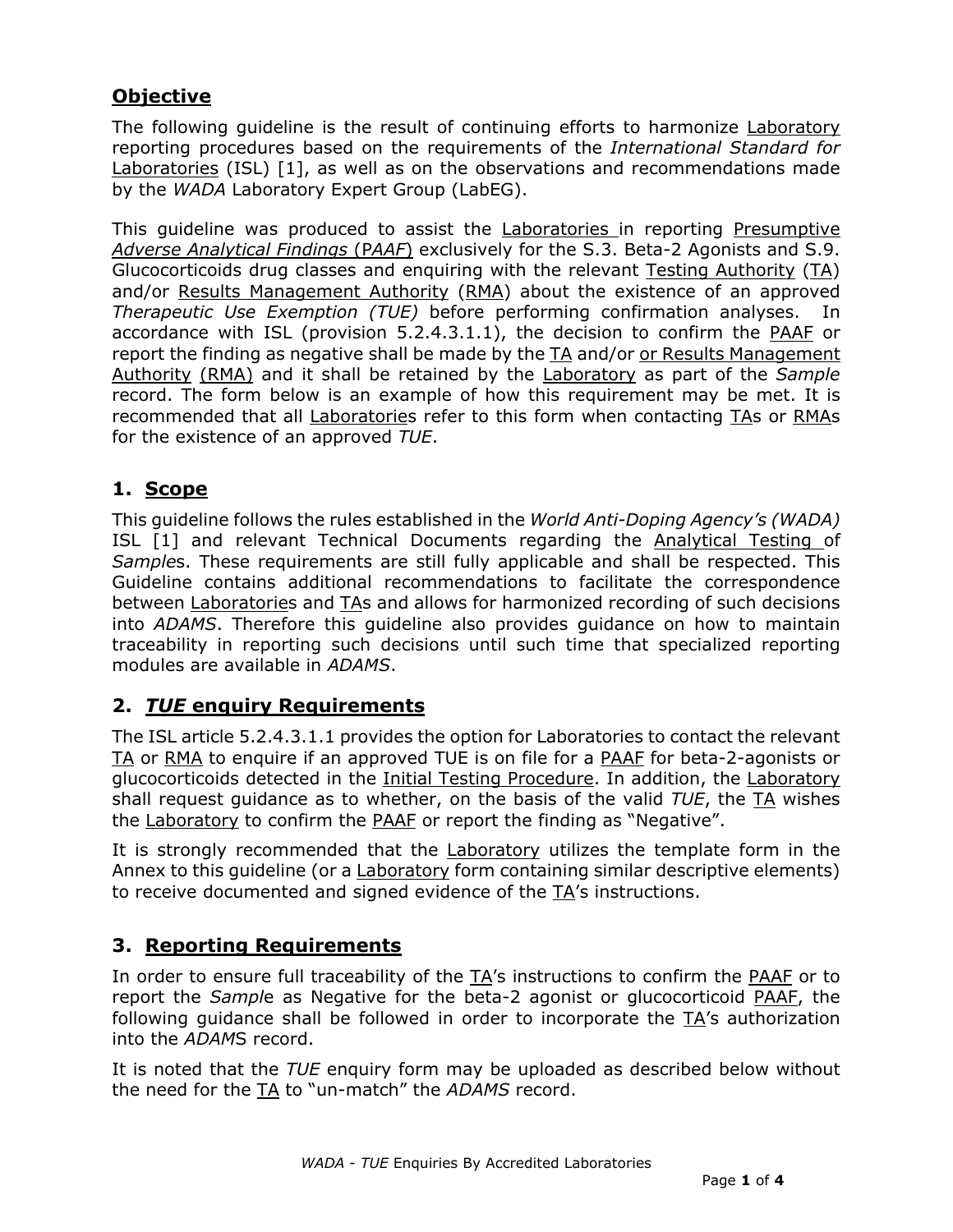## Objective

The following guideline is the result of continuing efforts to harmonize Laboratory reporting procedures based on the requirements of the *International Standard for* Laboratories (ISL) [1], as well as on the observations and recommendations made by the *WADA* Laboratory Expert Group (LabEG).

This guideline was produced to assist the Laboratories in reporting Presumptive *Adverse Analytical Findings* (*PAAF*) exclusively for the S.3. Beta-2 Agonists and S.9. Glucocorticoids drug classes and enquiring with the relevant Testing Authority (TA) and/or Results Management Authority (RMA) about the existence of an approved *Therapeutic Use Exemption (TUE)* before performing confirmation analyses. In accordance with ISL (provision 5.2.4.3.1.1), the decision to confirm the PAAF or report the finding as negative shall be made by the TA and/or or Results Management Authority (RMA) and it shall be retained by the Laboratory as part of the *Sample* record. The form below is an example of how this requirement may be met. It is recommended that all Laboratories refer to this form when contacting TAs or RMAs for the existence of an approved *TUE*.

## 1. Scope

This guideline follows the rules established in the *World Anti-Doping Agency's (WADA)* ISL [1] and relevant Technical Documents regarding the Analytical Testing of *Samples*. These requirements are still fully applicable and shall be respected. This Guideline contains additional recommendations to facilitate the correspondence between Laboratories and TAs and allows for harmonized recording of such decisions into *ADAMS*. Therefore this guideline also provides guidance on how to maintain traceability in reporting such decisions until such time that specialized reporting modules are available in *ADAMS*.

## 2. *TUE* enquiry Requirements

The ISL article 5.2.4.3.1.1 provides the option for Laboratories to contact the relevant TA or RMA to enquire if an approved TUE is on file for a PAAF for beta-2-agonists or glucocorticoids detected in the Initial Testing Procedure. In addition, the Laboratory shall request guidance as to whether, on the basis of the valid *TUE*, the TA wishes the Laboratory to confirm the PAAF or report the finding as "Negative".

It is strongly recommended that the Laboratory utilizes the template form in the Annex to this guideline (or a Laboratory form containing similar descriptive elements) to receive documented and signed evidence of the TA's instructions.

## 3. Reporting Requirements

In order to ensure full traceability of the TA's instructions to confirm the PAAF or to report the *Sample* as Negative for the beta-2 agonist or glucocorticoid PAAF, the following guidance shall be followed in order to incorporate the TA's authorization into the *ADAMS* record.

It is noted that the *TUE* enquiry form may be uploaded as described below without the need for the TA to "un-match" the *ADAMS* record.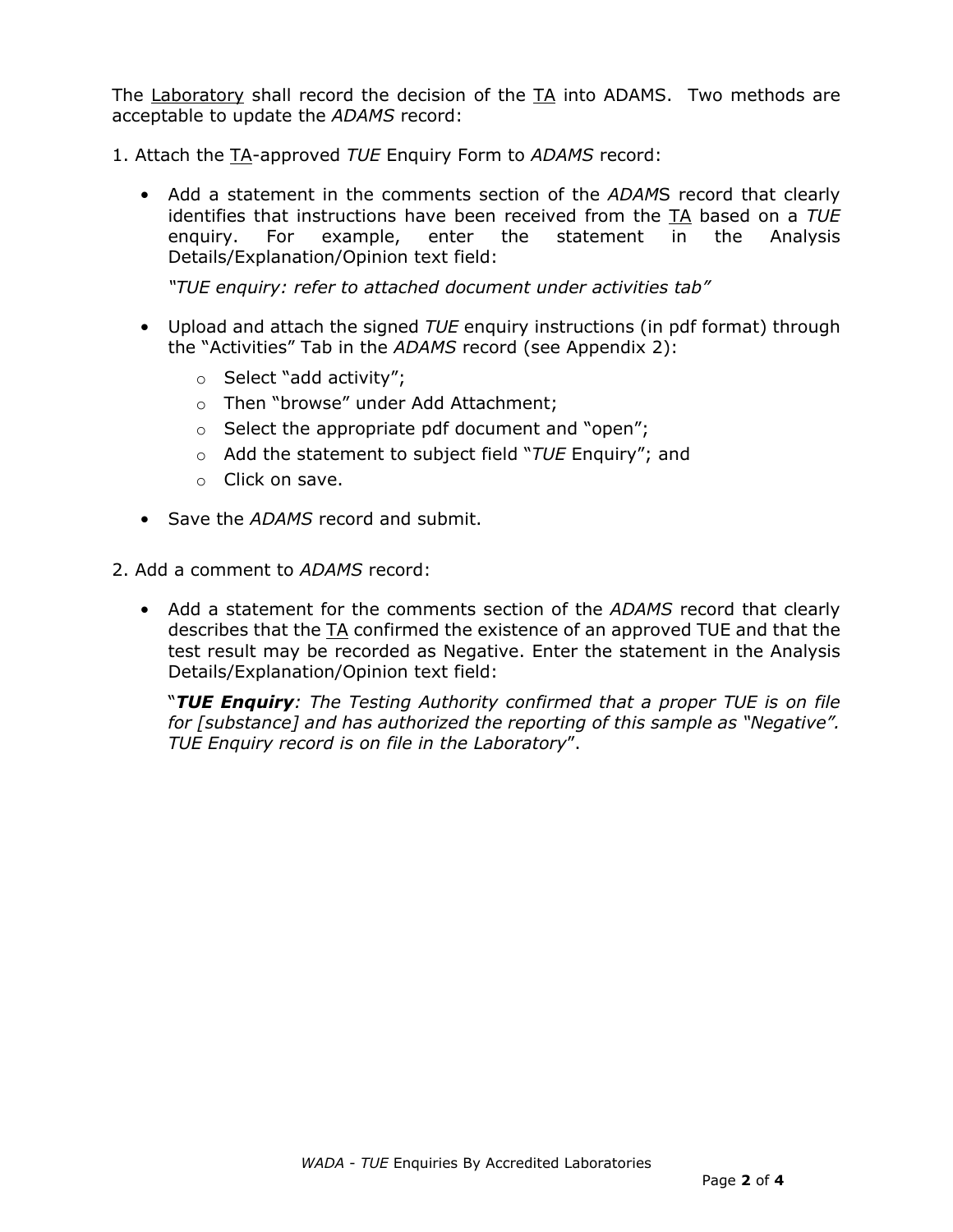The Laboratory shall record the decision of the TA into ADAMS. Two methods are acceptable to update the *ADAMS* record:

1. Attach the TA-approved *TUE* Enquiry Form to *ADAMS* record:

   - Add a statement in the comments section of the *ADAM*S record that clearly identifies that instructions have been received from the TA based on a *TUE* enquiry. For example, enter the statement in the Analysis Details/Explanation/Opinion text field:

     *"TUE enquiry: refer to attached document under activities tab"*

   - Upload and attach the signed *TUE* enquiry instructions (in pdf format) through the "Activities" Tab in the *ADAMS* record (see Appendix 2):
     - Select "add activity";
     - Then "browse" under Add Attachment;
     - Select the appropriate pdf document and "open";
     - Add the statement to subject field "*TUE* Enquiry"; and
     - Click on save.

   - Save the *ADAMS* record and submit.

2. Add a comment to *ADAMS* record:

   - Add a statement for the comments section of the *ADAMS* record that clearly describes that the TA confirmed the existence of an approved TUE and that the test result may be recorded as Negative. Enter the statement in the Analysis Details/Explanation/Opinion text field:

     "***TUE Enquiry****: The Testing Authority confirmed that a proper TUE is on file for [substance] and has authorized the reporting of this sample as "Negative". TUE Enquiry record is on file in the Laboratory*".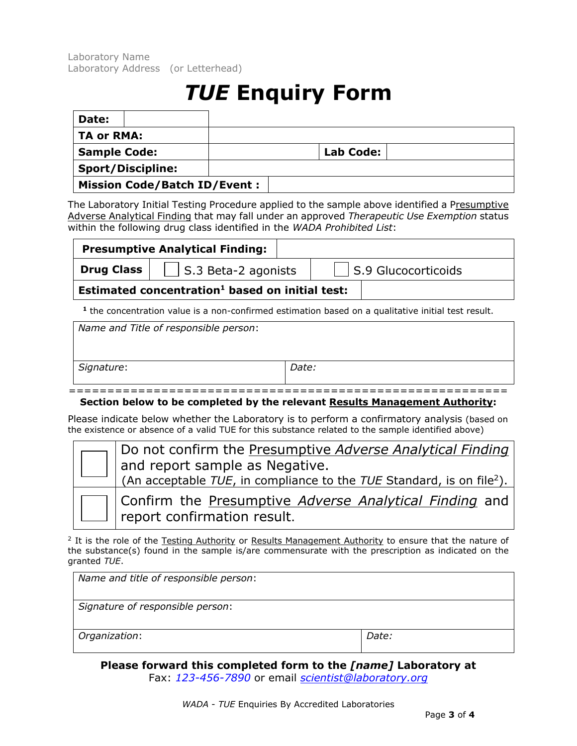Laboratory Name
Laboratory Address (or Letterhead)

# *TUE* Enquiry Form

| **Date:** | |
|---|---|
| **TA or RMA:** | |
| **Sample Code:** | | **Lab Code:** | |
| **Sport/Discipline:** | |
| **Mission Code/Batch ID/Event :** | |

The Laboratory Initial Testing Procedure applied to the sample above identified a Presumptive Adverse Analytical Finding that may fall under an approved *Therapeutic Use Exemption* status within the following drug class identified in the *WADA Prohibited List*:

| **Presumptive Analytical Finding:** | | |
|---|---|---|
| **Drug Class** | ☐ S.3 Beta-2 agonists | ☐ S.9 Glucocorticoids |
| **Estimated concentration[1] based on initial test:** | | |

[1] the concentration value is a non-confirmed estimation based on a qualitative initial test result.

| *Name and Title of responsible person*: | |
|---|---|
| *Signature*: | *Date:* |

========================================================

**Section below to be completed by the relevant Results Management Authority:**

Please indicate below whether the Laboratory is to perform a confirmatory analysis (based on the existence or absence of a valid TUE for this substance related to the sample identified above)

| | |
|---|---|
| ☐ | Do not confirm the Presumptive *Adverse Analytical Finding* and report sample as Negative. (An acceptable *TUE*, in compliance to the *TUE* Standard, is on file[2]). |
| ☐ | Confirm the Presumptive *Adverse Analytical Finding* and report confirmation result. |

[2] It is the role of the Testing Authority or Results Management Authority to ensure that the nature of the substance(s) found in the sample is/are commensurate with the prescription as indicated on the granted *TUE*.

| *Name and title of responsible person*: | |
|---|---|
| *Signature of responsible person*: | |
| *Organization*: | *Date:* |

**Please forward this completed form to the *[name]* Laboratory at**
Fax: *123-456-7890* or email *scientist@laboratory.org*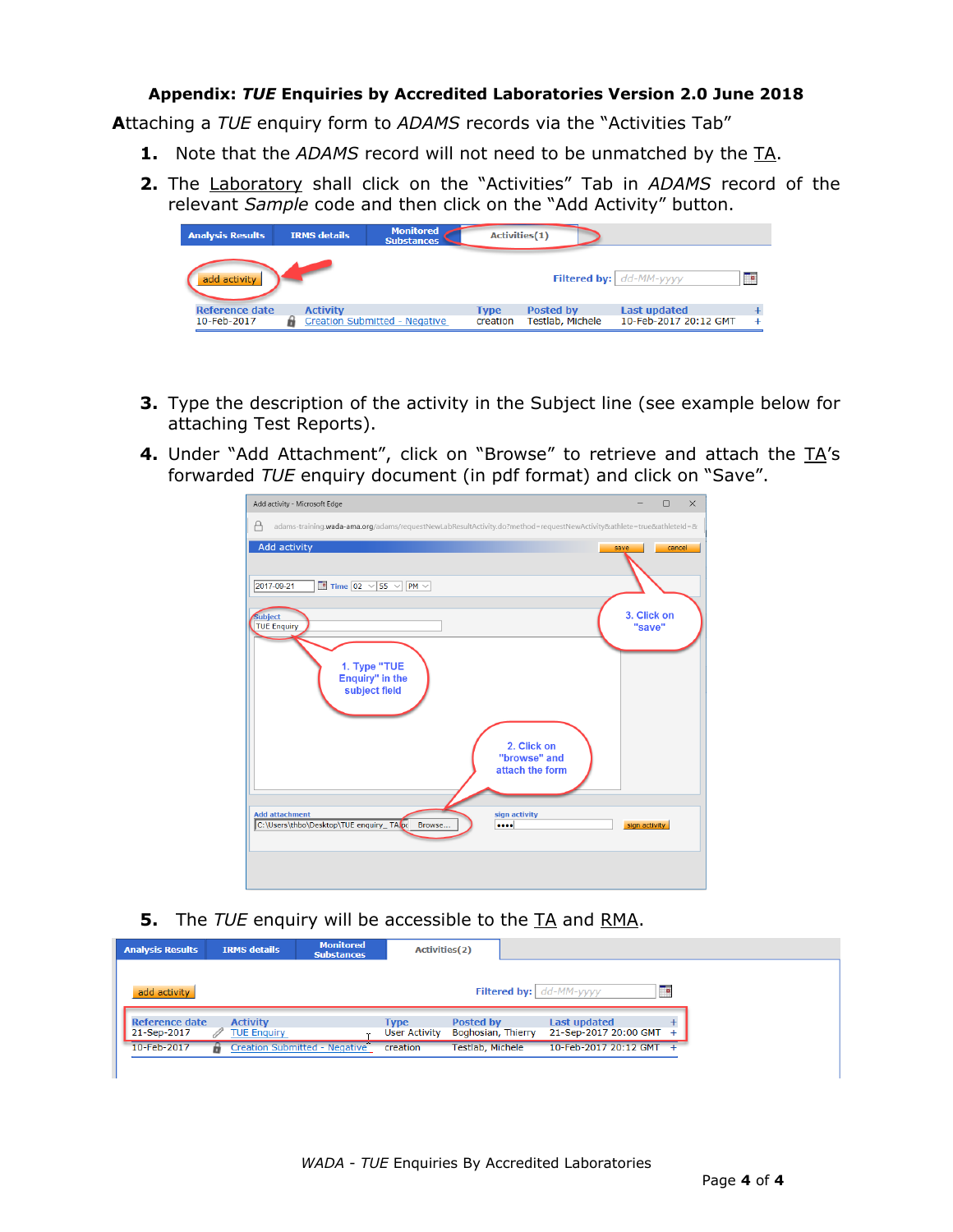**Appendix: *TUE* Enquiries by Accredited Laboratories Version 2.0 June 2018**

Attaching a *TUE* enquiry form to *ADAMS* records via the "Activities Tab"

1. Note that the *ADAMS* record will not need to be unmatched by the TA.
2. The Laboratory shall click on the "Activities" Tab in *ADAMS* record of the relevant *Sample* code and then click on the "Add Activity" button.
3. Type the description of the activity in the Subject line (see example below for attaching Test Reports).
4. Under "Add Attachment", click on "Browse" to retrieve and attach the TA's forwarded *TUE* enquiry document (in pdf format) and click on "Save".
5. The *TUE* enquiry will be accessible to the TA and RMA.